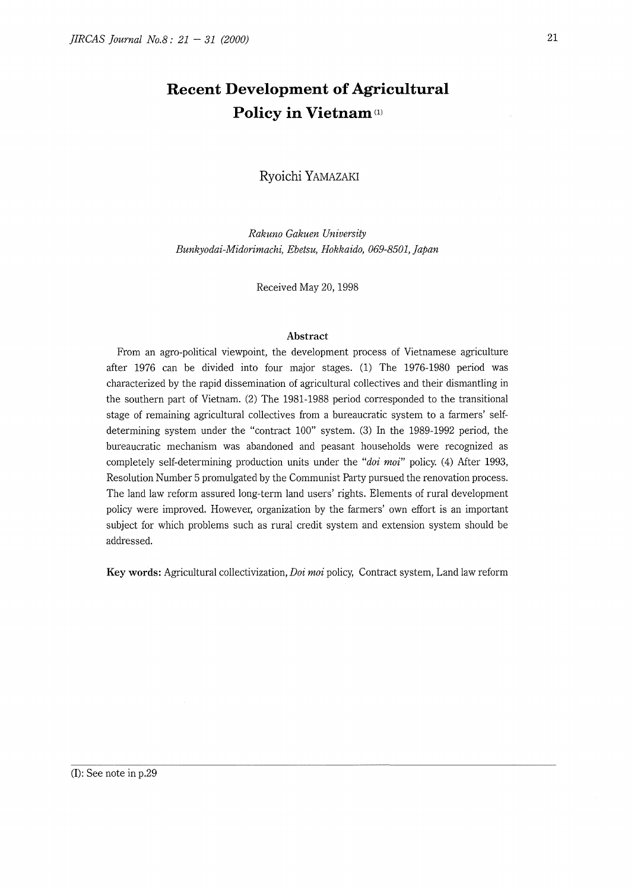# Recent Development of Agricultural Policy in Vietnam [(1)]

Ryoichi YAMAZAKI

*Rakuno Gakuen University*
*Bunkyodai-Midorimachi, Ebetsu, Hokkaido, 069-8501, Japan*

Received May 20, 1998

## Abstract

From an agro-political viewpoint, the development process of Vietnamese agriculture after 1976 can be divided into four major stages. (1) The 1976-1980 period was characterized by the rapid dissemination of agricultural collectives and their dismantling in the southern part of Vietnam. (2) The 1981-1988 period corresponded to the transitional stage of remaining agricultural collectives from a bureaucratic system to a farmers' self-determining system under the "contract 100" system. (3) In the 1989-1992 period, the bureaucratic mechanism was abandoned and peasant households were recognized as completely self-determining production units under the *"doi moi"* policy. (4) After 1993, Resolution Number 5 promulgated by the Communist Party pursued the renovation process. The land law reform assured long-term land users' rights. Elements of rural development policy were improved. However, organization by the farmers' own effort is an important subject for which problems such as rural credit system and extension system should be addressed.

**Key words:** Agricultural collectivization, *Doi moi* policy, Contract system, Land law reform

(I): See note in p.29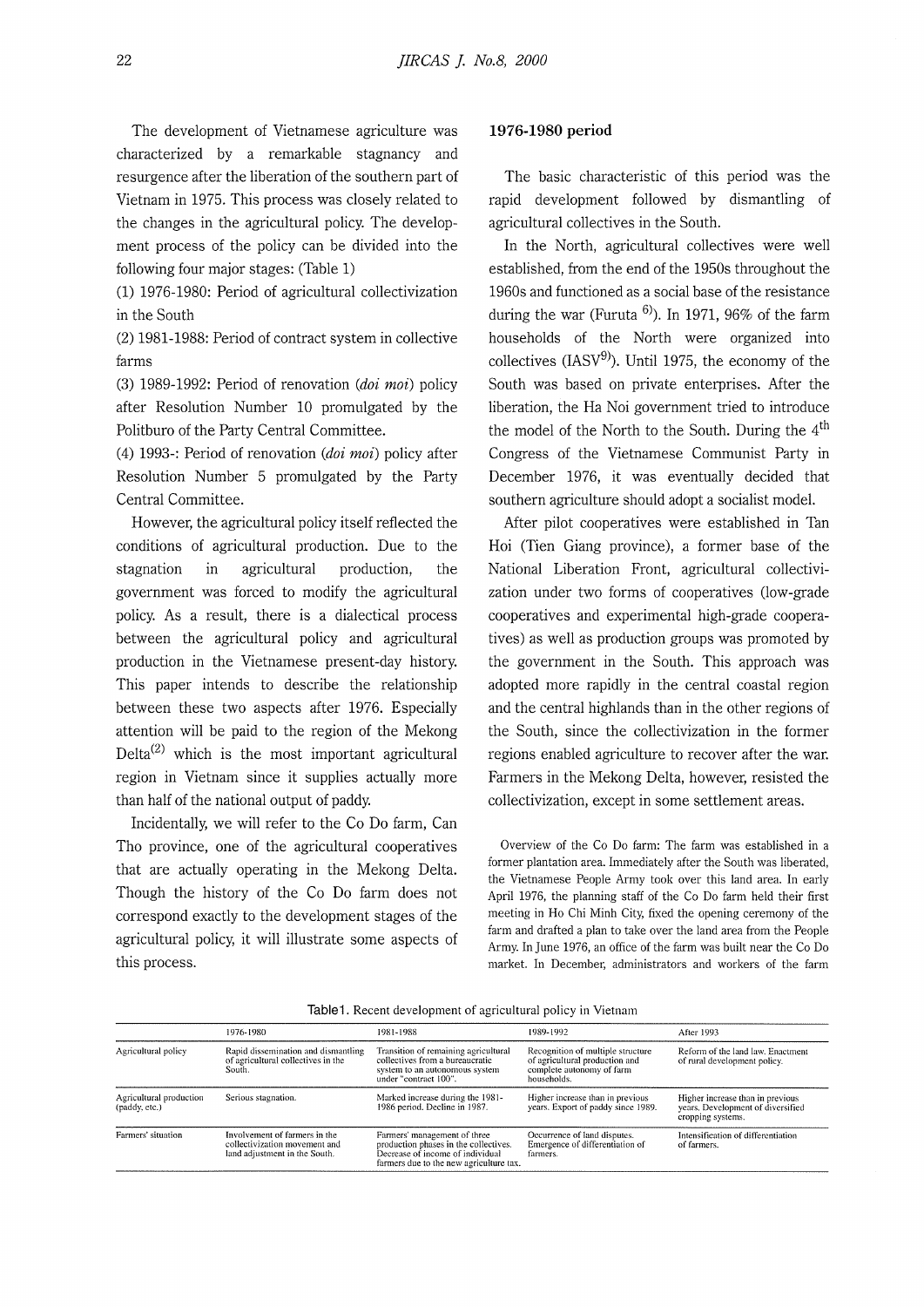The development of Vietnamese agriculture was characterized by a remarkable stagnancy and resurgence after the liberation of the southern part of Vietnam in 1975. This process was closely related to the changes in the agricultural policy. The development process of the policy can be divided into the following four major stages: (Table 1)

(1) 1976-1980: Period of agricultural collectivization in the South

(2) 1981-1988: Period of contract system in collective farms

(3) 1989-1992: Period of renovation (*doi moi*) policy after Resolution Number 10 promulgated by the Politburo of the Party Central Committee.

(4) 1993-: Period of renovation (*doi moi*) policy after Resolution Number 5 promulgated by the Party Central Committee.

However, the agricultural policy itself reflected the conditions of agricultural production. Due to the stagnation in agricultural production, the government was forced to modify the agricultural policy. As a result, there is a dialectical process between the agricultural policy and agricultural production in the Vietnamese present-day history. This paper intends to describe the relationship between these two aspects after 1976. Especially attention will be paid to the region of the Mekong Delta[(2)] which is the most important agricultural region in Vietnam since it supplies actually more than half of the national output of paddy.

Incidentally, we will refer to the Co Do farm, Can Tho province, one of the agricultural cooperatives that are actually operating in the Mekong Delta. Though the history of the Co Do farm does not correspond exactly to the development stages of the agricultural policy, it will illustrate some aspects of this process.

### 1976-1980 period

The basic characteristic of this period was the rapid development followed by dismantling of agricultural collectives in the South.

In the North, agricultural collectives were well established, from the end of the 1950s throughout the 1960s and functioned as a social base of the resistance during the war (Furuta [6)]). In 1971, 96% of the farm households of the North were organized into collectives (IASV[9)]). Until 1975, the economy of the South was based on private enterprises. After the liberation, the Ha Noi government tried to introduce the model of the North to the South. During the 4th Congress of the Vietnamese Communist Party in December 1976, it was eventually decided that southern agriculture should adopt a socialist model.

After pilot cooperatives were established in Tan Hoi (Tien Giang province), a former base of the National Liberation Front, agricultural collectivization under two forms of cooperatives (low-grade cooperatives and experimental high-grade cooperatives) as well as production groups was promoted by the government in the South. This approach was adopted more rapidly in the central coastal region and the central highlands than in the other regions of the South, since the collectivization in the former regions enabled agriculture to recover after the war. Farmers in the Mekong Delta, however, resisted the collectivization, except in some settlement areas.

Overview of the Co Do farm: The farm was established in a former plantation area. Immediately after the South was liberated, the Vietnamese People Army took over this land area. In early April 1976, the planning staff of the Co Do farm held their first meeting in Ho Chi Minh City, fixed the opening ceremony of the farm and drafted a plan to take over the land area from the People Army. In June 1976, an office of the farm was built near the Co Do market. In December, administrators and workers of the farm

Table 1. Recent development of agricultural policy in Vietnam

| | 1976-1980 | 1981-1988 | 1989-1992 | After 1993 |
|---|---|---|---|---|
| Agricultural policy | Rapid dissemination and dismantling of agricultural collectives in the South. | Transition of remaining agricultural collectives from a bureaucratic system to an autonomous system under "contract 100". | Recognition of multiple structure of agricultural production and complete autonomy of farm households. | Reform of the land law. Enactment of rural development policy. |
| Agricultural production (paddy, etc.) | Serious stagnation. | Marked increase during the 1981-1986 period. Decline in 1987. | Higher increase than in previous years. Export of paddy since 1989. | Higher increase than in previous years. Development of diversified cropping systems. |
| Farmers' situation | Involvement of farmers in the collectivization movement and land adjustment in the South. | Farmers' management of three production phases in the collectives. Decrease of income of individual farmers due to the new agriculture tax. | Occurrence of land disputes. Emergence of differentiation of farmers. | Intensification of differentiation of farmers. |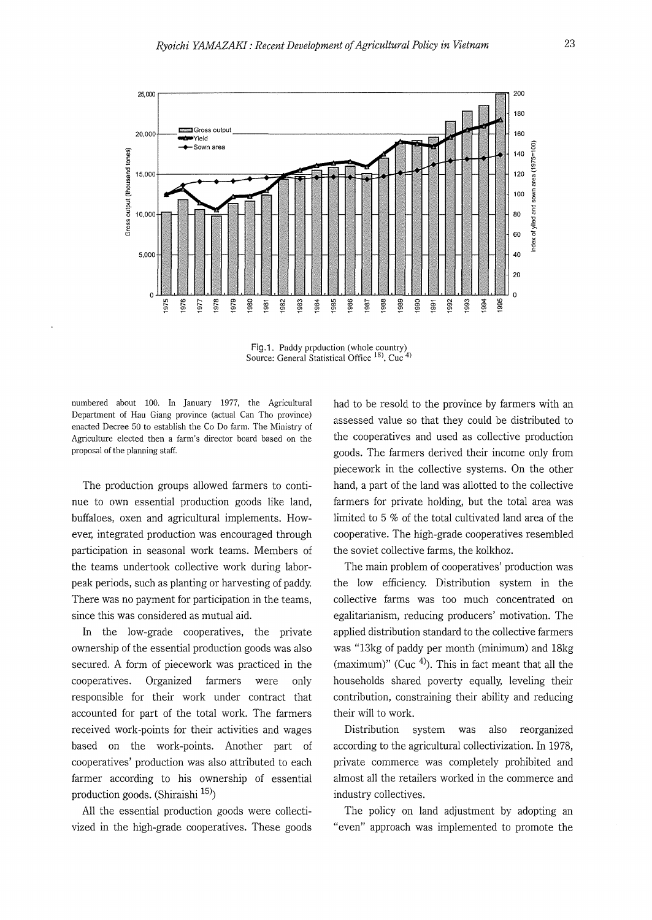Fig.1. Paddy prpduction (whole country)
Source: General Statistical Office [18], Cuc [4]

numbered about 100. In January 1977, the Agricultural Department of Hau Giang province (actual Can Tho province) enacted Decree 50 to establish the Co Do farm. The Ministry of Agriculture elected then a farm's director board based on the proposal of the planning staff.

The production groups allowed farmers to continue to own essential production goods like land, buffaloes, oxen and agricultural implements. However, integrated production was encouraged through participation in seasonal work teams. Members of the teams undertook collective work during labor-peak periods, such as planting or harvesting of paddy. There was no payment for participation in the teams, since this was considered as mutual aid.

In the low-grade cooperatives, the private ownership of the essential production goods was also secured. A form of piecework was practiced in the cooperatives. Organized farmers were only responsible for their work under contract that accounted for part of the total work. The farmers received work-points for their activities and wages based on the work-points. Another part of cooperatives' production was also attributed to each farmer according to his ownership of essential production goods. (Shiraishi [15])

All the essential production goods were collectivized in the high-grade cooperatives. These goods had to be resold to the province by farmers with an assessed value so that they could be distributed to the cooperatives and used as collective production goods. The farmers derived their income only from piecework in the collective systems. On the other hand, a part of the land was allotted to the collective farmers for private holding, but the total area was limited to 5 % of the total cultivated land area of the cooperative. The high-grade cooperatives resembled the soviet collective farms, the kolkhoz.

The main problem of cooperatives' production was the low efficiency. Distribution system in the collective farms was too much concentrated on egalitarianism, reducing producers' motivation. The applied distribution standard to the collective farmers was "13kg of paddy per month (minimum) and 18kg (maximum)" (Cuc [4]). This in fact meant that all the households shared poverty equally, leveling their contribution, constraining their ability and reducing their will to work.

Distribution system was also reorganized according to the agricultural collectivization. In 1978, private commerce was completely prohibited and almost all the retailers worked in the commerce and industry collectives.

The policy on land adjustment by adopting an "even" approach was implemented to promote the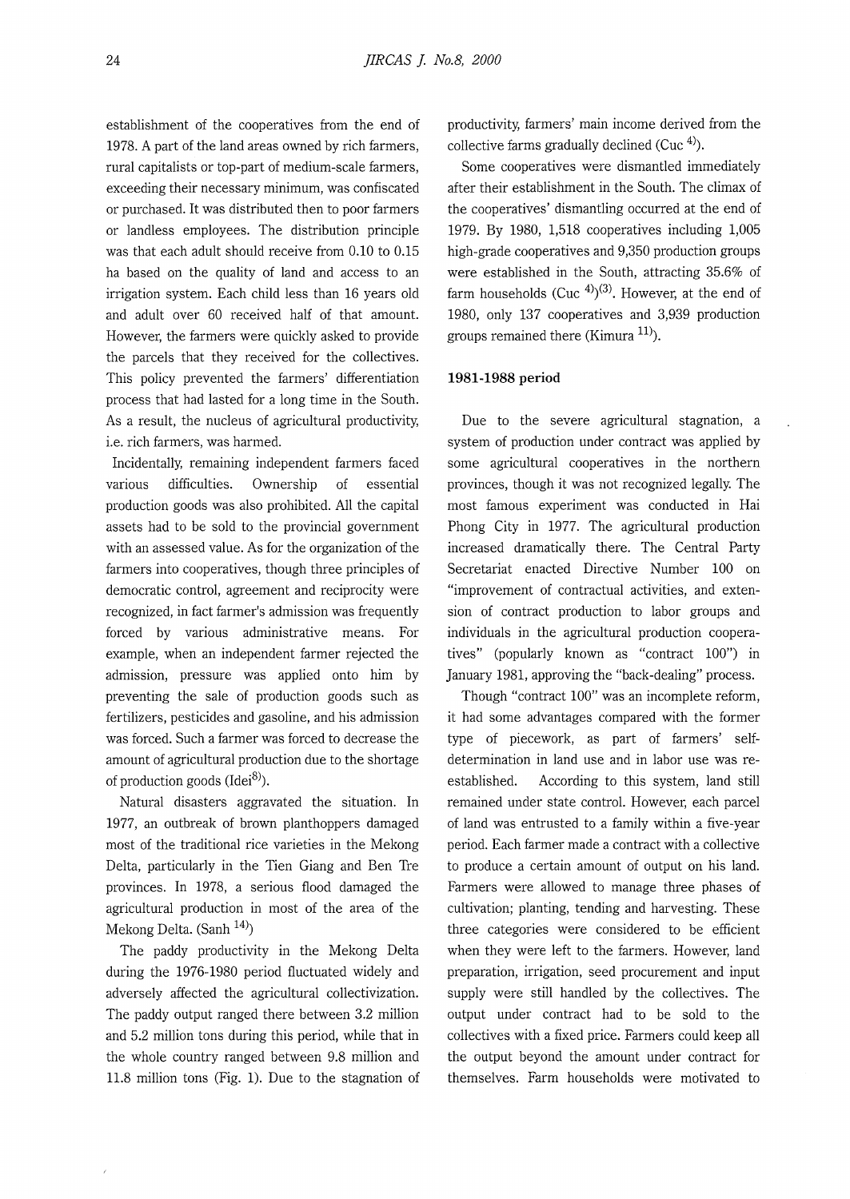establishment of the cooperatives from the end of 1978. A part of the land areas owned by rich farmers, rural capitalists or top-part of medium-scale farmers, exceeding their necessary minimum, was confiscated or purchased. It was distributed then to poor farmers or landless employees. The distribution principle was that each adult should receive from 0.10 to 0.15 ha based on the quality of land and access to an irrigation system. Each child less than 16 years old and adult over 60 received half of that amount. However, the farmers were quickly asked to provide the parcels that they received for the collectives. This policy prevented the farmers' differentiation process that had lasted for a long time in the South. As a result, the nucleus of agricultural productivity, i.e. rich farmers, was harmed.

Incidentally, remaining independent farmers faced various difficulties. Ownership of essential production goods was also prohibited. All the capital assets had to be sold to the provincial government with an assessed value. As for the organization of the farmers into cooperatives, though three principles of democratic control, agreement and reciprocity were recognized, in fact farmer's admission was frequently forced by various administrative means. For example, when an independent farmer rejected the admission, pressure was applied onto him by preventing the sale of production goods such as fertilizers, pesticides and gasoline, and his admission was forced. Such a farmer was forced to decrease the amount of agricultural production due to the shortage of production goods (Idei[8]).

Natural disasters aggravated the situation. In 1977, an outbreak of brown planthoppers damaged most of the traditional rice varieties in the Mekong Delta, particularly in the Tien Giang and Ben Tre provinces. In 1978, a serious flood damaged the agricultural production in most of the area of the Mekong Delta. (Sanh [14])

The paddy productivity in the Mekong Delta during the 1976-1980 period fluctuated widely and adversely affected the agricultural collectivization. The paddy output ranged there between 3.2 million and 5.2 million tons during this period, while that in the whole country ranged between 9.8 million and 11.8 million tons (Fig. 1). Due to the stagnation of productivity, farmers' main income derived from the collective farms gradually declined (Cuc [4]).

Some cooperatives were dismantled immediately after their establishment in the South. The climax of the cooperatives' dismantling occurred at the end of 1979. By 1980, 1,518 cooperatives including 1,005 high-grade cooperatives and 9,350 production groups were established in the South, attracting 35.6% of farm households (Cuc [4])(3). However, at the end of 1980, only 137 cooperatives and 3,939 production groups remained there (Kimura [11]).

### 1981-1988 period

Due to the severe agricultural stagnation, a system of production under contract was applied by some agricultural cooperatives in the northern provinces, though it was not recognized legally. The most famous experiment was conducted in Hai Phong City in 1977. The agricultural production increased dramatically there. The Central Party Secretariat enacted Directive Number 100 on "improvement of contractual activities, and extension of contract production to labor groups and individuals in the agricultural production cooperatives" (popularly known as "contract 100") in January 1981, approving the "back-dealing" process.

Though "contract 100" was an incomplete reform, it had some advantages compared with the former type of piecework, as part of farmers' self-determination in land use and in labor use was re-established. According to this system, land still remained under state control. However, each parcel of land was entrusted to a family within a five-year period. Each farmer made a contract with a collective to produce a certain amount of output on his land. Farmers were allowed to manage three phases of cultivation; planting, tending and harvesting. These three categories were considered to be efficient when they were left to the farmers. However, land preparation, irrigation, seed procurement and input supply were still handled by the collectives. The output under contract had to be sold to the collectives with a fixed price. Farmers could keep all the output beyond the amount under contract for themselves. Farm households were motivated to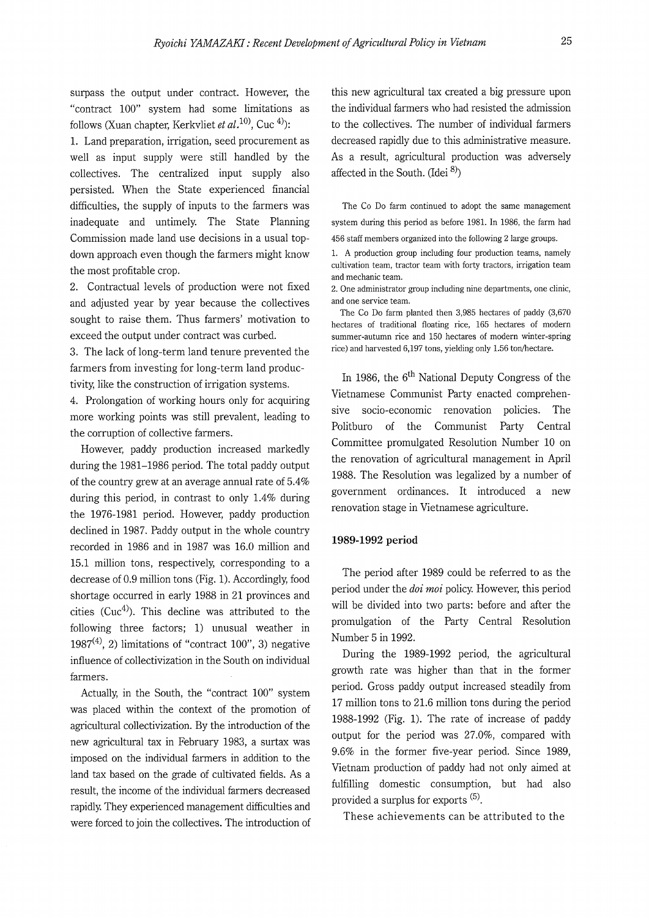surpass the output under contract. However, the "contract 100" system had some limitations as follows (Xuan chapter, Kerkvliet *et al.*[10], Cuc [4]):

1. Land preparation, irrigation, seed procurement as well as input supply were still handled by the collectives. The centralized input supply also persisted. When the State experienced financial difficulties, the supply of inputs to the farmers was inadequate and untimely. The State Planning Commission made land use decisions in a usual top-down approach even though the farmers might know the most profitable crop.
2. Contractual levels of production were not fixed and adjusted year by year because the collectives sought to raise them. Thus farmers' motivation to exceed the output under contract was curbed.
3. The lack of long-term land tenure prevented the farmers from investing for long-term land productivity, like the construction of irrigation systems.
4. Prolongation of working hours only for acquiring more working points was still prevalent, leading to the corruption of collective farmers.

However, paddy production increased markedly during the 1981–1986 period. The total paddy output of the country grew at an average annual rate of 5.4% during this period, in contrast to only 1.4% during the 1976-1981 period. However, paddy production declined in 1987. Paddy output in the whole country recorded in 1986 and in 1987 was 16.0 million and 15.1 million tons, respectively, corresponding to a decrease of 0.9 million tons (Fig. 1). Accordingly, food shortage occurred in early 1988 in 21 provinces and cities (Cuc[4]). This decline was attributed to the following three factors; 1) unusual weather in 1987[4], 2) limitations of "contract 100", 3) negative influence of collectivization in the South on individual farmers.

Actually, in the South, the "contract 100" system was placed within the context of the promotion of agricultural collectivization. By the introduction of the new agricultural tax in February 1983, a surtax was imposed on the individual farmers in addition to the land tax based on the grade of cultivated fields. As a result, the income of the individual farmers decreased rapidly. They experienced management difficulties and were forced to join the collectives. The introduction of this new agricultural tax created a big pressure upon the individual farmers who had resisted the admission to the collectives. The number of individual farmers decreased rapidly due to this administrative measure. As a result, agricultural production was adversely affected in the South. (Idei [8])

The Co Do farm continued to adopt the same management system during this period as before 1981. In 1986, the farm had 456 staff members organized into the following 2 large groups.

1. A production group including four production teams, namely cultivation team, tractor team with forty tractors, irrigation team and mechanic team.
2. One administrator group including nine departments, one clinic, and one service team.

The Co Do farm planted then 3,985 hectares of paddy (3,670 hectares of traditional floating rice, 165 hectares of modern summer-autumn rice and 150 hectares of modern winter-spring rice) and harvested 6,197 tons, yielding only 1.56 ton/hectare.

In 1986, the 6th National Deputy Congress of the Vietnamese Communist Party enacted comprehensive socio-economic renovation policies. The Politburo of the Communist Party Central Committee promulgated Resolution Number 10 on the renovation of agricultural management in April 1988. The Resolution was legalized by a number of government ordinances. It introduced a new renovation stage in Vietnamese agriculture.

### 1989-1992 period

The period after 1989 could be referred to as the period under the *doi moi* policy. However, this period will be divided into two parts: before and after the promulgation of the Party Central Resolution Number 5 in 1992.

During the 1989-1992 period, the agricultural growth rate was higher than that in the former period. Gross paddy output increased steadily from 17 million tons to 21.6 million tons during the period 1988-1992 (Fig. 1). The rate of increase of paddy output for the period was 27.0%, compared with 9.6% in the former five-year period. Since 1989, Vietnam production of paddy had not only aimed at fulfilling domestic consumption, but had also provided a surplus for exports [5].

These achievements can be attributed to the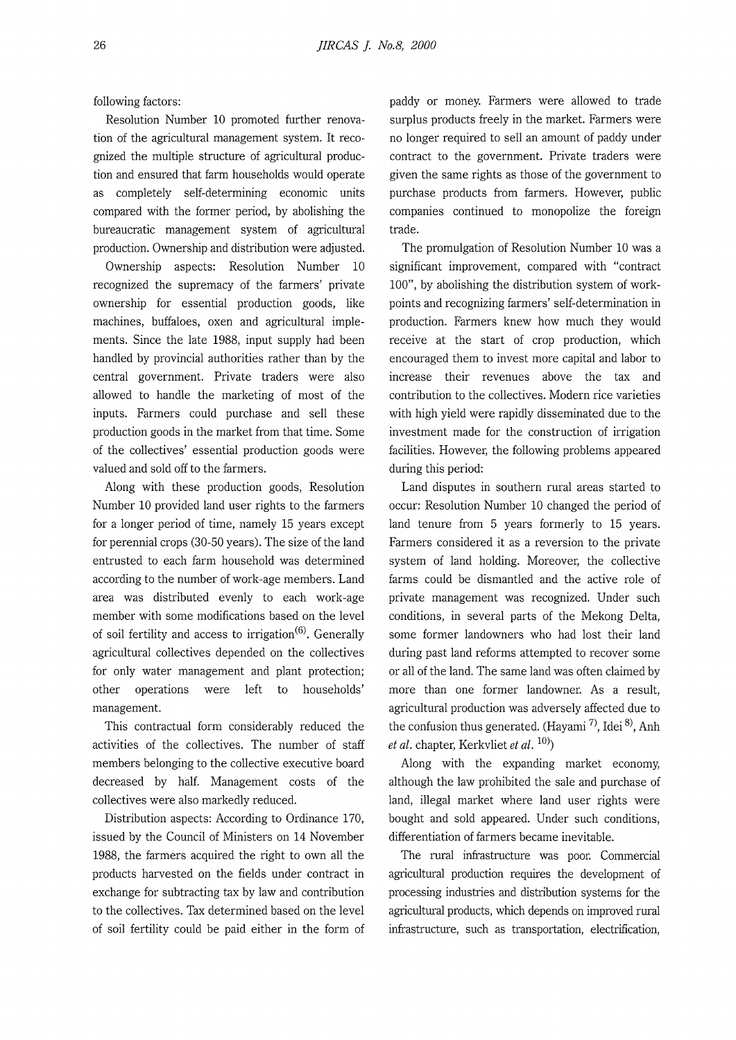following factors:

Resolution Number 10 promoted further renovation of the agricultural management system. It recognized the multiple structure of agricultural production and ensured that farm households would operate as completely self-determining economic units compared with the former period, by abolishing the bureaucratic management system of agricultural production. Ownership and distribution were adjusted.

Ownership aspects: Resolution Number 10 recognized the supremacy of the farmers' private ownership for essential production goods, like machines, buffaloes, oxen and agricultural implements. Since the late 1988, input supply had been handled by provincial authorities rather than by the central government. Private traders were also allowed to handle the marketing of most of the inputs. Farmers could purchase and sell these production goods in the market from that time. Some of the collectives' essential production goods were valued and sold off to the farmers.

Along with these production goods, Resolution Number 10 provided land user rights to the farmers for a longer period of time, namely 15 years except for perennial crops (30-50 years). The size of the land entrusted to each farm household was determined according to the number of work-age members. Land area was distributed evenly to each work-age member with some modifications based on the level of soil fertility and access to irrigation(6). Generally agricultural collectives depended on the collectives for only water management and plant protection; other operations were left to households' management.

This contractual form considerably reduced the activities of the collectives. The number of staff members belonging to the collective executive board decreased by half. Management costs of the collectives were also markedly reduced.

Distribution aspects: According to Ordinance 170, issued by the Council of Ministers on 14 November 1988, the farmers acquired the right to own all the products harvested on the fields under contract in exchange for subtracting tax by law and contribution to the collectives. Tax determined based on the level of soil fertility could be paid either in the form of paddy or money. Farmers were allowed to trade surplus products freely in the market. Farmers were no longer required to sell an amount of paddy under contract to the government. Private traders were given the same rights as those of the government to purchase products from farmers. However, public companies continued to monopolize the foreign trade.

The promulgation of Resolution Number 10 was a significant improvement, compared with "contract 100", by abolishing the distribution system of work-points and recognizing farmers' self-determination in production. Farmers knew how much they would receive at the start of crop production, which encouraged them to invest more capital and labor to increase their revenues above the tax and contribution to the collectives. Modern rice varieties with high yield were rapidly disseminated due to the investment made for the construction of irrigation facilities. However, the following problems appeared during this period:

Land disputes in southern rural areas started to occur: Resolution Number 10 changed the period of land tenure from 5 years formerly to 15 years. Farmers considered it as a reversion to the private system of land holding. Moreover, the collective farms could be dismantled and the active role of private management was recognized. Under such conditions, in several parts of the Mekong Delta, some former landowners who had lost their land during past land reforms attempted to recover some or all of the land. The same land was often claimed by more than one former landowner. As a result, agricultural production was adversely affected due to the confusion thus generated. (Hayami [7], Idei [8], Anh *et al.* chapter, Kerkvliet *et al.* [10])

Along with the expanding market economy, although the law prohibited the sale and purchase of land, illegal market where land user rights were bought and sold appeared. Under such conditions, differentiation of farmers became inevitable.

The rural infrastructure was poor. Commercial agricultural production requires the development of processing industries and distribution systems for the agricultural products, which depends on improved rural infrastructure, such as transportation, electrification,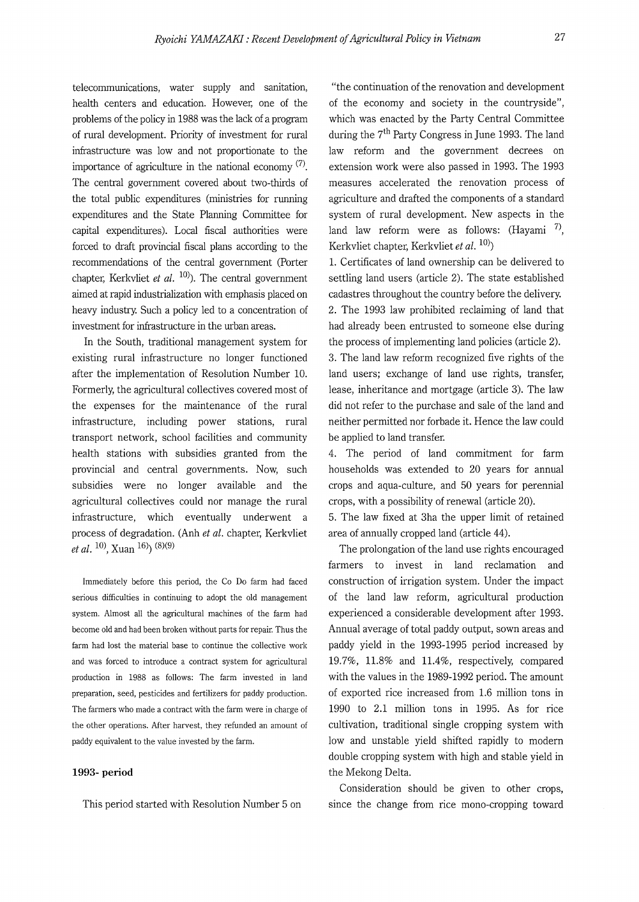telecommunications, water supply and sanitation, health centers and education. However, one of the problems of the policy in 1988 was the lack of a program of rural development. Priority of investment for rural infrastructure was low and not proportionate to the importance of agriculture in the national economy [(7)]. The central government covered about two-thirds of the total public expenditures (ministries for running expenditures and the State Planning Committee for capital expenditures). Local fiscal authorities were forced to draft provincial fiscal plans according to the recommendations of the central government (Porter chapter, Kerkvliet *et al.* [10]). The central government aimed at rapid industrialization with emphasis placed on heavy industry. Such a policy led to a concentration of investment for infrastructure in the urban areas.

In the South, traditional management system for existing rural infrastructure no longer functioned after the implementation of Resolution Number 10. Formerly, the agricultural collectives covered most of the expenses for the maintenance of the rural infrastructure, including power stations, rural transport network, school facilities and community health stations with subsidies granted from the provincial and central governments. Now, such subsidies were no longer available and the agricultural collectives could nor manage the rural infrastructure, which eventually underwent a process of degradation. (Anh *et al.* chapter, Kerkvliet *et al.* [10], Xuan [16]) [(8)(9)]

Immediately before this period, the Co Do farm had faced serious difficulties in continuing to adopt the old management system. Almost all the agricultural machines of the farm had become old and had been broken without parts for repair. Thus the farm had lost the material base to continue the collective work and was forced to introduce a contract system for agricultural production in 1988 as follows: The farm invested in land preparation, seed, pesticides and fertilizers for paddy production. The farmers who made a contract with the farm were in charge of the other operations. After harvest, they refunded an amount of paddy equivalent to the value invested by the farm.

### 1993- period

This period started with Resolution Number 5 on "the continuation of the renovation and development of the economy and society in the countryside", which was enacted by the Party Central Committee during the 7th Party Congress in June 1993. The land law reform and the government decrees on extension work were also passed in 1993. The 1993 measures accelerated the renovation process of agriculture and drafted the components of a standard system of rural development. New aspects in the land law reform were as follows: (Hayami [7], Kerkvliet chapter, Kerkvliet *et al.* [10])

1. Certificates of land ownership can be delivered to settling land users (article 2). The state established cadastres throughout the country before the delivery.
2. The 1993 law prohibited reclaiming of land that had already been entrusted to someone else during the process of implementing land policies (article 2).
3. The land law reform recognized five rights of the land users; exchange of land use rights, transfer, lease, inheritance and mortgage (article 3). The law did not refer to the purchase and sale of the land and neither permitted nor forbade it. Hence the law could be applied to land transfer.
4. The period of land commitment for farm households was extended to 20 years for annual crops and aqua-culture, and 50 years for perennial crops, with a possibility of renewal (article 20).
5. The law fixed at 3ha the upper limit of retained area of annually cropped land (article 44).

The prolongation of the land use rights encouraged farmers to invest in land reclamation and construction of irrigation system. Under the impact of the land law reform, agricultural production experienced a considerable development after 1993. Annual average of total paddy output, sown areas and paddy yield in the 1993-1995 period increased by 19.7%, 11.8% and 11.4%, respectively, compared with the values in the 1989-1992 period. The amount of exported rice increased from 1.6 million tons in 1990 to 2.1 million tons in 1995. As for rice cultivation, traditional single cropping system with low and unstable yield shifted rapidly to modern double cropping system with high and stable yield in the Mekong Delta.

Consideration should be given to other crops, since the change from rice mono-cropping toward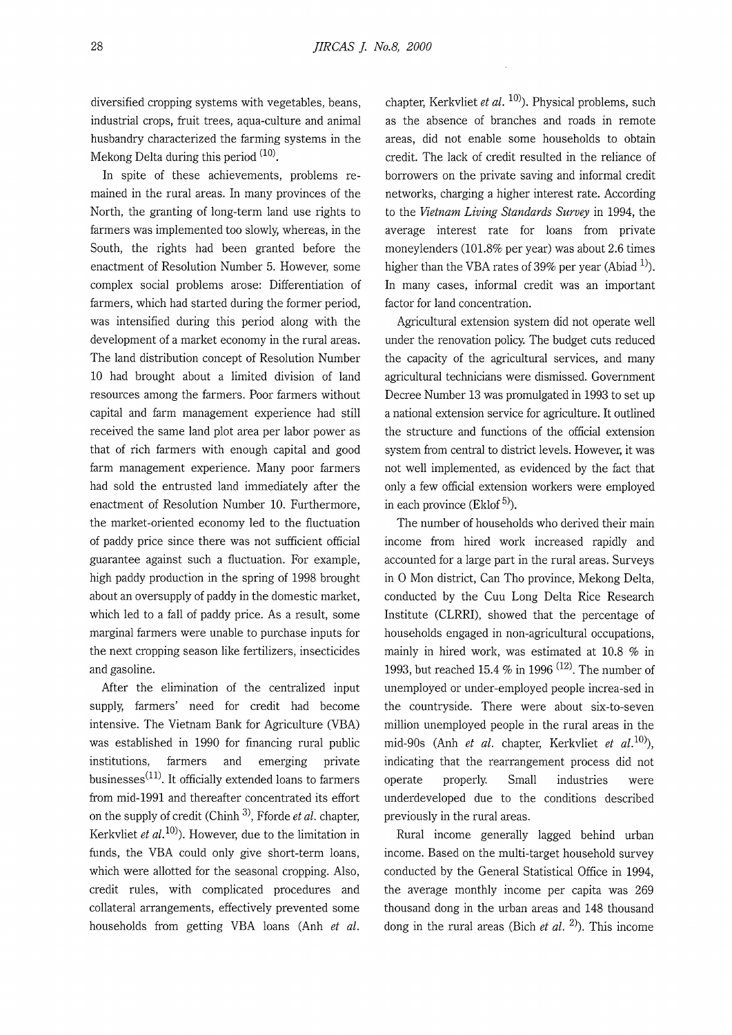diversified cropping systems with vegetables, beans, industrial crops, fruit trees, aqua-culture and animal husbandry characterized the farming systems in the Mekong Delta during this period (10).

In spite of these achievements, problems remained in the rural areas. In many provinces of the North, the granting of long-term land use rights to farmers was implemented too slowly, whereas, in the South, the rights had been granted before the enactment of Resolution Number 5. However, some complex social problems arose: Differentiation of farmers, which had started during the former period, was intensified during this period along with the development of a market economy in the rural areas. The land distribution concept of Resolution Number 10 had brought about a limited division of land resources among the farmers. Poor farmers without capital and farm management experience had still received the same land plot area per labor power as that of rich farmers with enough capital and good farm management experience. Many poor farmers had sold the entrusted land immediately after the enactment of Resolution Number 10. Furthermore, the market-oriented economy led to the fluctuation of paddy price since there was not sufficient official guarantee against such a fluctuation. For example, high paddy production in the spring of 1998 brought about an oversupply of paddy in the domestic market, which led to a fall of paddy price. As a result, some marginal farmers were unable to purchase inputs for the next cropping season like fertilizers, insecticides and gasoline.

After the elimination of the centralized input supply, farmers' need for credit had become intensive. The Vietnam Bank for Agriculture (VBA) was established in 1990 for financing rural public institutions, farmers and emerging private businesses(11). It officially extended loans to farmers from mid-1991 and thereafter concentrated its effort on the supply of credit (Chinh [3], Fforde *et al.* chapter, Kerkvliet *et al.*[10]). However, due to the limitation in funds, the VBA could only give short-term loans, which were allotted for the seasonal cropping. Also, credit rules, with complicated procedures and collateral arrangements, effectively prevented some households from getting VBA loans (Anh *et al.* chapter, Kerkvliet *et al.* [10]). Physical problems, such as the absence of branches and roads in remote areas, did not enable some households to obtain credit. The lack of credit resulted in the reliance of borrowers on the private saving and informal credit networks, charging a higher interest rate. According to the *Vietnam Living Standards Survey* in 1994, the average interest rate for loans from private moneylenders (101.8% per year) was about 2.6 times higher than the VBA rates of 39% per year (Abiad [1]). In many cases, informal credit was an important factor for land concentration.

Agricultural extension system did not operate well under the renovation policy. The budget cuts reduced the capacity of the agricultural services, and many agricultural technicians were dismissed. Government Decree Number 13 was promulgated in 1993 to set up a national extension service for agriculture. It outlined the structure and functions of the official extension system from central to district levels. However, it was not well implemented, as evidenced by the fact that only a few official extension workers were employed in each province (Eklof [5]).

The number of households who derived their main income from hired work increased rapidly and accounted for a large part in the rural areas. Surveys in O Mon district, Can Tho province, Mekong Delta, conducted by the Cuu Long Delta Rice Research Institute (CLRRI), showed that the percentage of households engaged in non-agricultural occupations, mainly in hired work, was estimated at 10.8 % in 1993, but reached 15.4 % in 1996 (12). The number of unemployed or under-employed people increa-sed in the countryside. There were about six-to-seven million unemployed people in the rural areas in the mid-90s (Anh *et al.* chapter, Kerkvliet *et al.*[10]), indicating that the rearrangement process did not operate properly. Small industries were underdeveloped due to the conditions described previously in the rural areas.

Rural income generally lagged behind urban income. Based on the multi-target household survey conducted by the General Statistical Office in 1994, the average monthly income per capita was 269 thousand dong in the urban areas and 148 thousand dong in the rural areas (Bich *et al.* [2]). This income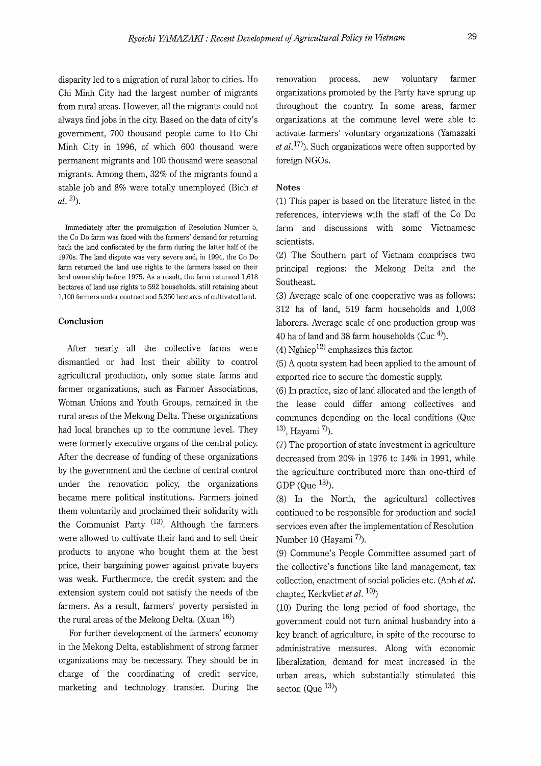disparity led to a migration of rural labor to cities. Ho Chi Minh City had the largest number of migrants from rural areas. However, all the migrants could not always find jobs in the city. Based on the data of city's government, 700 thousand people came to Ho Chi Minh City in 1996, of which 600 thousand were permanent migrants and 100 thousand were seasonal migrants. Among them, 32% of the migrants found a stable job and 8% were totally unemployed (Bich *et al.* [2]).

Immediately after the promulgation of Resolution Number 5, the Co Do farm was faced with the farmers' demand for returning back the land confiscated by the farm during the latter half of the 1970s. The land dispute was very severe and, in 1994, the Co Do farm returned the land use rights to the farmers based on their land ownership before 1975. As a result, the farm returned 1,618 hectares of land use rights to 592 households, still retaining about 1,100 farmers under contract and 5,350 hectares of cultivated land.

## Conclusion

After nearly all the collective farms were dismantled or had lost their ability to control agricultural production, only some state farms and farmer organizations, such as Farmer Associations, Woman Unions and Youth Groups, remained in the rural areas of the Mekong Delta. These organizations had local branches up to the commune level. They were formerly executive organs of the central policy. After the decrease of funding of these organizations by the government and the decline of central control under the renovation policy, the organizations became mere political institutions. Farmers joined them voluntarily and proclaimed their solidarity with the Communist Party (13). Although the farmers were allowed to cultivate their land and to sell their products to anyone who bought them at the best price, their bargaining power against private buyers was weak. Furthermore, the credit system and the extension system could not satisfy the needs of the farmers. As a result, farmers' poverty persisted in the rural areas of the Mekong Delta. (Xuan [16])

For further development of the farmers' economy in the Mekong Delta, establishment of strong farmer organizations may be necessary. They should be in charge of the coordinating of credit service, marketing and technology transfer. During the renovation process, new voluntary farmer organizations promoted by the Party have sprung up throughout the country. In some areas, farmer organizations at the commune level were able to activate farmers' voluntary organizations (Yamazaki *et al.* [17]). Such organizations were often supported by foreign NGOs.

### Notes

(1) This paper is based on the literature listed in the references, interviews with the staff of the Co Do farm and discussions with some Vietnamese scientists.

(2) The Southern part of Vietnam comprises two principal regions: the Mekong Delta and the Southeast.

(3) Average scale of one cooperative was as follows: 312 ha of land, 519 farm households and 1,003 laborers. Average scale of one production group was 40 ha of land and 38 farm households (Cuc [4]).

(4) Nghiep[12] emphasizes this factor.

(5) A quota system had been applied to the amount of exported rice to secure the domestic supply.

(6) In practice, size of land allocated and the length of the lease could differ among collectives and communes depending on the local conditions (Que [13], Hayami [7]).

(7) The proportion of state investment in agriculture decreased from 20% in 1976 to 14% in 1991, while the agriculture contributed more than one-third of GDP (Que [13]).

(8) In the North, the agricultural collectives continued to be responsible for production and social services even after the implementation of Resolution Number 10 (Hayami [7]).

(9) Commune's People Committee assumed part of the collective's functions like land management, tax collection, enactment of social policies etc. (Anh *et al.* chapter, Kerkvliet *et al.* [10])

(10) During the long period of food shortage, the government could not turn animal husbandry into a key branch of agriculture, in spite of the recourse to administrative measures. Along with economic liberalization, demand for meat increased in the urban areas, which substantially stimulated this sector. (Que [13])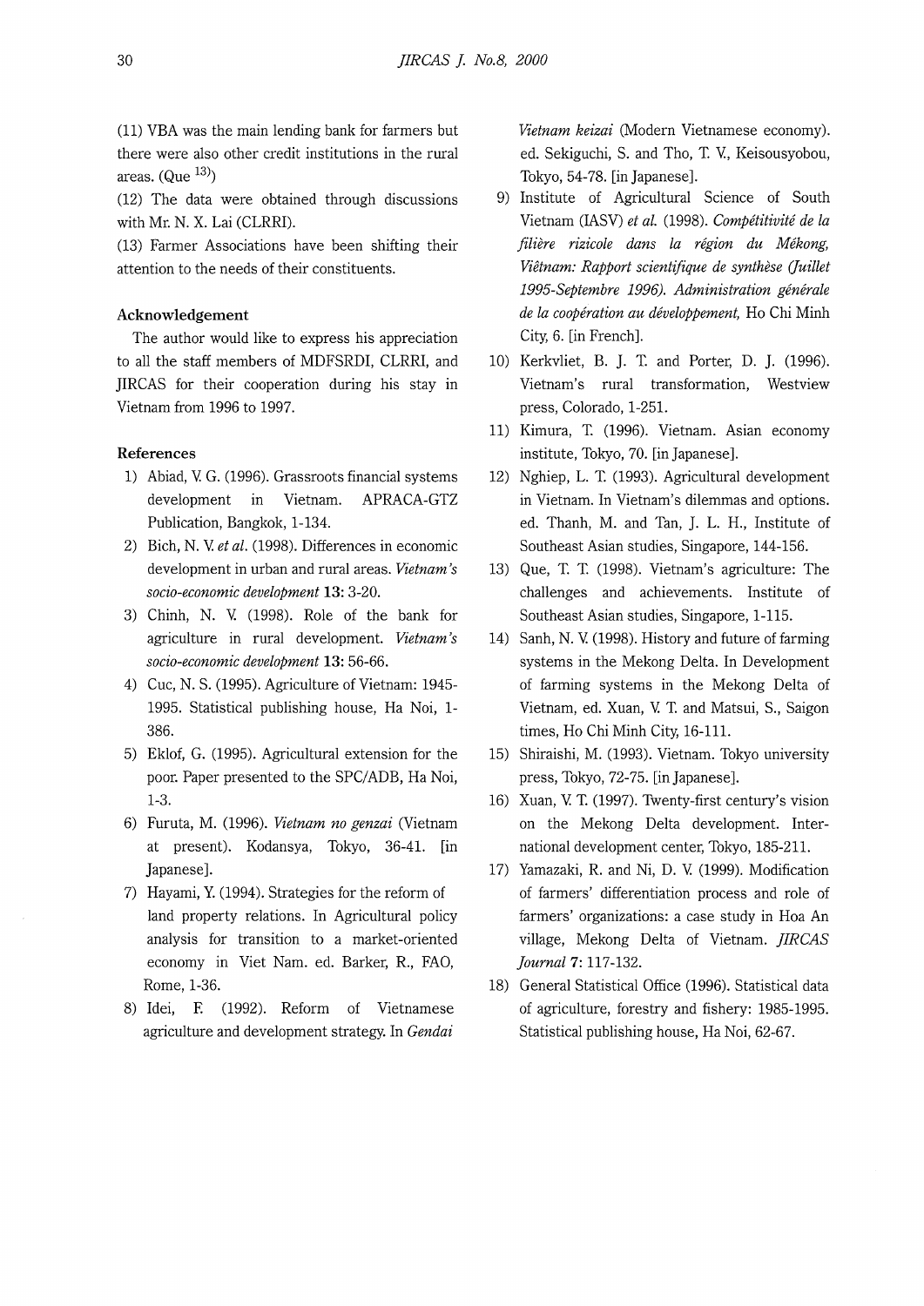(11) VBA was the main lending bank for farmers but there were also other credit institutions in the rural areas. (Que [13])

(12) The data were obtained through discussions with Mr. N. X. Lai (CLRRI).

(13) Farmer Associations have been shifting their attention to the needs of their constituents.

### Acknowledgement

The author would like to express his appreciation to all the staff members of MDFSRDI, CLRRI, and JIRCAS for their cooperation during his stay in Vietnam from 1996 to 1997.

### References

1) Abiad, V. G. (1996). Grassroots financial systems development in Vietnam. APRACA-GTZ Publication, Bangkok, 1-134.
2) Bich, N. V. *et al.* (1998). Differences in economic development in urban and rural areas. *Vietnam's socio-economic development* **13**: 3-20.
3) Chinh, N. V. (1998). Role of the bank for agriculture in rural development. *Vietnam's socio-economic development* **13**: 56-66.
4) Cuc, N. S. (1995). Agriculture of Vietnam: 1945-1995. Statistical publishing house, Ha Noi, 1-386.
5) Eklof, G. (1995). Agricultural extension for the poor. Paper presented to the SPC/ADB, Ha Noi, 1-3.
6) Furuta, M. (1996). *Vietnam no genzai* (Vietnam at present). Kodansya, Tokyo, 36-41. [in Japanese].
7) Hayami, Y. (1994). Strategies for the reform of land property relations. In Agricultural policy analysis for transition to a market-oriented economy in Viet Nam. ed. Barker, R., FAO, Rome, 1-36.
8) Idei, F. (1992). Reform of Vietnamese agriculture and development strategy. In *Gendai Vietnam keizai* (Modern Vietnamese economy). ed. Sekiguchi, S. and Tho, T. V., Keisousyobou, Tokyo, 54-78. [in Japanese].
9) Institute of Agricultural Science of South Vietnam (IASV) *et al.* (1998). *Compétitivité de la filière rizicole dans la région du Mékong, Viêtnam: Rapport scientifique de synthèse (Juillet 1995-Septembre 1996). Administration générale de la coopération au développement,* Ho Chi Minh City, 6. [in French].
10) Kerkvliet, B. J. T. and Porter, D. J. (1996). Vietnam's rural transformation, Westview press, Colorado, 1-251.
11) Kimura, T. (1996). Vietnam. Asian economy institute, Tokyo, 70. [in Japanese].
12) Nghiep, L. T. (1993). Agricultural development in Vietnam. In Vietnam's dilemmas and options. ed. Thanh, M. and Tan, J. L. H., Institute of Southeast Asian studies, Singapore, 144-156.
13) Que, T. T. (1998). Vietnam's agriculture: The challenges and achievements. Institute of Southeast Asian studies, Singapore, 1-115.
14) Sanh, N. V. (1998). History and future of farming systems in the Mekong Delta. In Development of farming systems in the Mekong Delta of Vietnam, ed. Xuan, V. T. and Matsui, S., Saigon times, Ho Chi Minh City, 16-111.
15) Shiraishi, M. (1993). Vietnam. Tokyo university press, Tokyo, 72-75. [in Japanese].
16) Xuan, V. T. (1997). Twenty-first century's vision on the Mekong Delta development. International development center, Tokyo, 185-211.
17) Yamazaki, R. and Ni, D. V. (1999). Modification of farmers' differentiation process and role of farmers' organizations: a case study in Hoa An village, Mekong Delta of Vietnam. *JIRCAS Journal* **7**: 117-132.
18) General Statistical Office (1996). Statistical data of agriculture, forestry and fishery: 1985-1995. Statistical publishing house, Ha Noi, 62-67.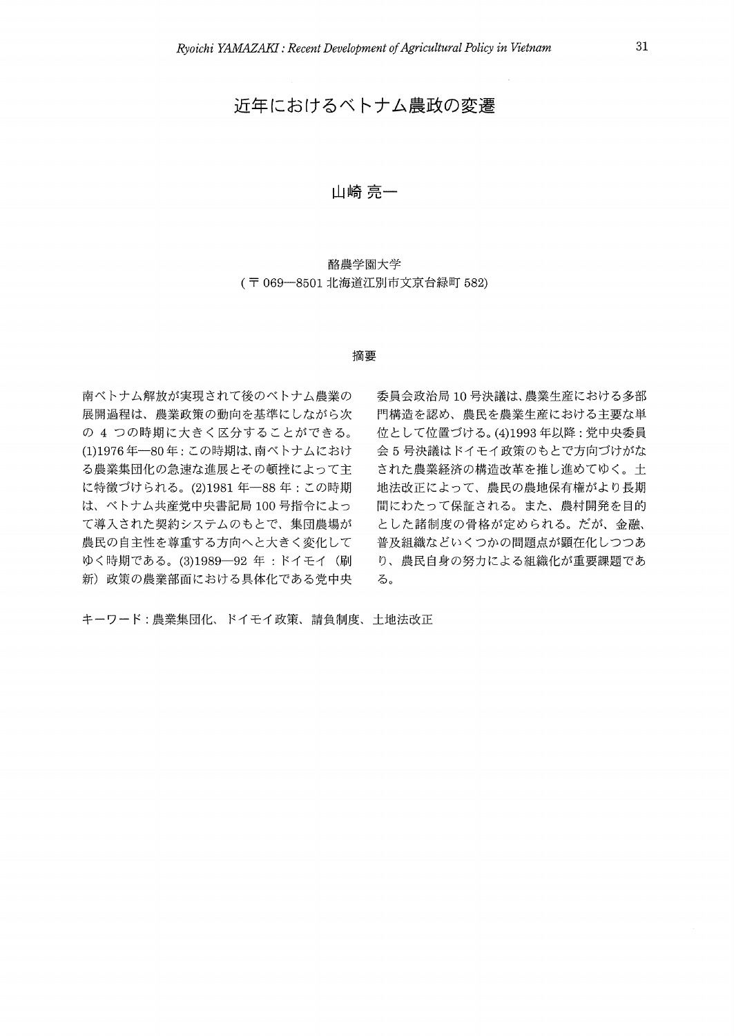# 近年におけるベトナム農政の変遷

山崎 亮一

酪農学園大学
(〒069—8501 北海道江別市文京台緑町 582)

## 摘要

南ベトナム解放が実現されて後のベトナム農業の展開過程は、農業政策の動向を基準にしながら次の 4 つの時期に大きく区分することができる。(1)1976 年—80 年：この時期は、南ベトナムにおける農業集団化の急速な進展とその頓挫によって主に特徴づけられる。(2)1981 年—88 年：この時期は、ベトナム共産党中央書記局 100 号指令によって導入された契約システムのもとで、集団農場が農民の自主性を尊重する方向へと大きく変化してゆく時期である。(3)1989—92 年：ドイモイ（刷新）政策の農業部面における具体化である党中央委員会政治局 10 号決議は、農業生産における多部門構造を認め、農民を農業生産における主要な単位として位置づける。(4)1993 年以降：党中央委員会 5 号決議はドイモイ政策のもとで方向づけがなされた農業経済の構造改革を推し進めてゆく。土地法改正によって、農民の農地保有権がより長期間にわたって保証される。また、農村開発を目的とした諸制度の骨格が定められる。だが、金融、普及組織などいくつかの問題点が顕在化しつつあり、農民自身の努力による組織化が重要課題である。

キーワード：農業集団化、ドイモイ政策、請負制度、土地法改正